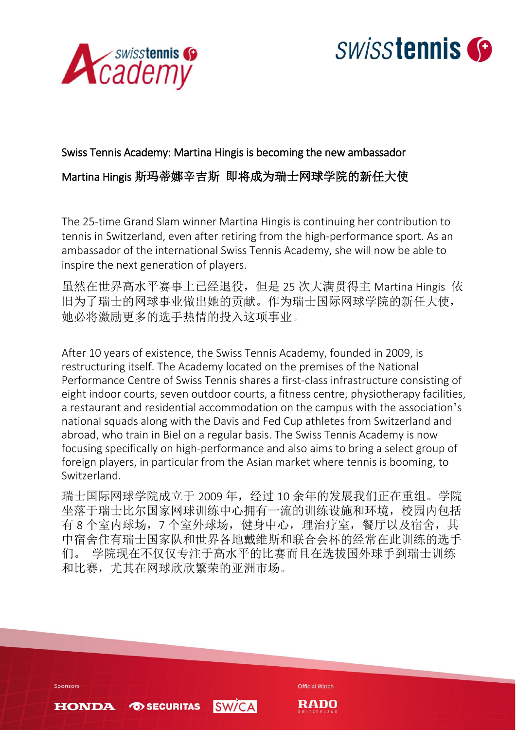## Swiss Tennis Academy: Martina Hingis is becoming the new ambassador

## Martina Hingis 斯玛蒂娜辛吉斯 即将成为瑞士网球学院的新任大使

The 25-time Grand Slam winner Martina Hingis is continuing her contribution to tennis in Switzerland, even after retiring from the high-performance sport. As an ambassador of the international Swiss Tennis Academy, she will now be able to inspire the next generation of players.

虽然在世界高水平赛事上已经退役，但是 25 次大满贯得主 Martina Hingis 依旧为了瑞士的网球事业做出她的贡献。作为瑞士国际网球学院的新任大使，她必将激励更多的选手热情的投入这项事业。

After 10 years of existence, the Swiss Tennis Academy, founded in 2009, is restructuring itself. The Academy located on the premises of the National Performance Centre of Swiss Tennis shares a first-class infrastructure consisting of eight indoor courts, seven outdoor courts, a fitness centre, physiotherapy facilities, a restaurant and residential accommodation on the campus with the association's national squads along with the Davis and Fed Cup athletes from Switzerland and abroad, who train in Biel on a regular basis. The Swiss Tennis Academy is now focusing specifically on high-performance and also aims to bring a select group of foreign players, in particular from the Asian market where tennis is booming, to Switzerland.

瑞士国际网球学院成立于 2009 年，经过 10 余年的发展我们正在重组。学院坐落于瑞士比尔国家网球训练中心拥有一流的训练设施和环境，校园内包括有 8 个室内球场，7 个室外球场，健身中心，理治疗室，餐厅以及宿舍，其中宿舍住有瑞士国家队和世界各地戴维斯和联合会杯的经常在此训练的选手们。 学院现在不仅仅专注于高水平的比赛而且在选拔国外球手到瑞士训练和比赛，尤其在网球欣欣繁荣的亚洲市场。

Sponsors

HONDA SECURITAS SWICA

Official Watch

RADO SWITZERLAND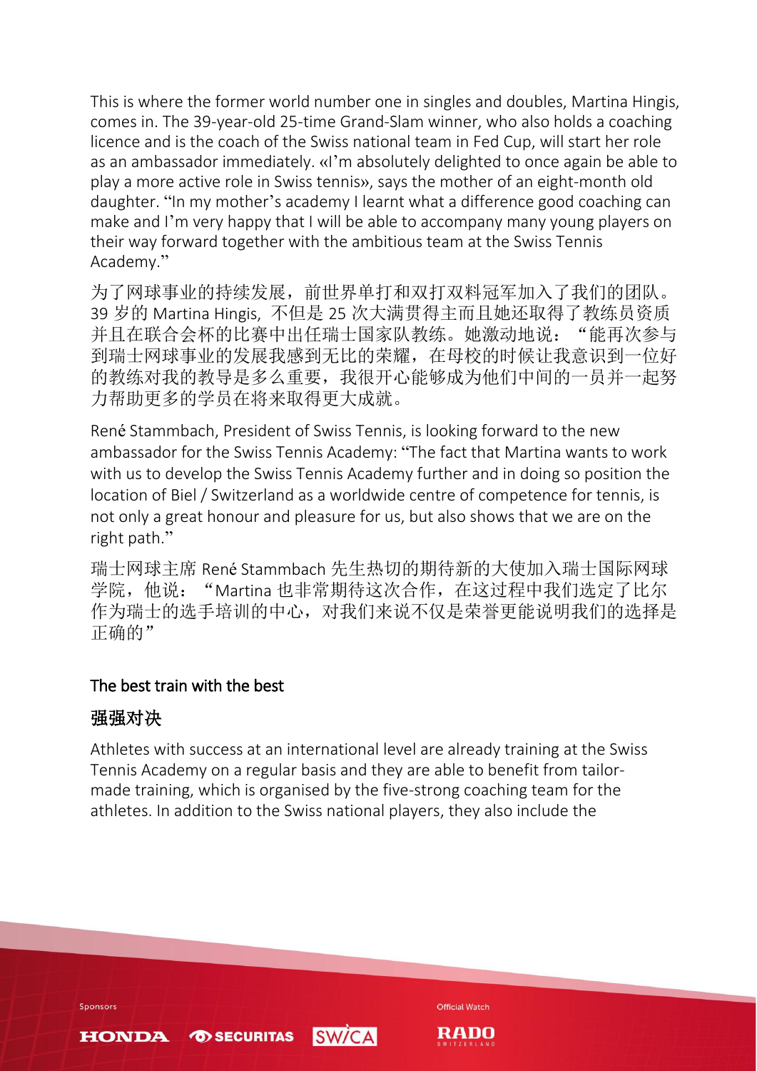This is where the former world number one in singles and doubles, Martina Hingis, comes in. The 39-year-old 25-time Grand-Slam winner, who also holds a coaching licence and is the coach of the Swiss national team in Fed Cup, will start her role as an ambassador immediately. «I'm absolutely delighted to once again be able to play a more active role in Swiss tennis», says the mother of an eight-month old daughter. "In my mother's academy I learnt what a difference good coaching can make and I'm very happy that I will be able to accompany many young players on their way forward together with the ambitious team at the Swiss Tennis Academy."

为了网球事业的持续发展，前世界单打和双打双料冠军加入了我们的团队。39 岁的 Martina Hingis，不但是 25 次大满贯得主而且她还取得了教练员资质并且在联合会杯的比赛中出任瑞士国家队教练。她激动地说："能再次参与到瑞士网球事业的发展我感到无比的荣耀，在母校的时候让我意识到一位好的教练对我的教导是多么重要，我很开心能够成为他们中间的一员并一起努力帮助更多的学员在将来取得更大成就。

René Stammbach, President of Swiss Tennis, is looking forward to the new ambassador for the Swiss Tennis Academy: "The fact that Martina wants to work with us to develop the Swiss Tennis Academy further and in doing so position the location of Biel / Switzerland as a worldwide centre of competence for tennis, is not only a great honour and pleasure for us, but also shows that we are on the right path."

瑞士网球主席 René Stammbach 先生热切的期待新的大使加入瑞士国际网球学院，他说："Martina 也非常期待这次合作，在这过程中我们选定了比尔作为瑞士的选手培训的中心，对我们来说不仅是荣誉更能说明我们的选择是正确的"

## The best train with the best

## 强强对决

Athletes with success at an international level are already training at the Swiss Tennis Academy on a regular basis and they are able to benefit from tailor-made training, which is organised by the five-strong coaching team for the athletes. In addition to the Swiss national players, they also include the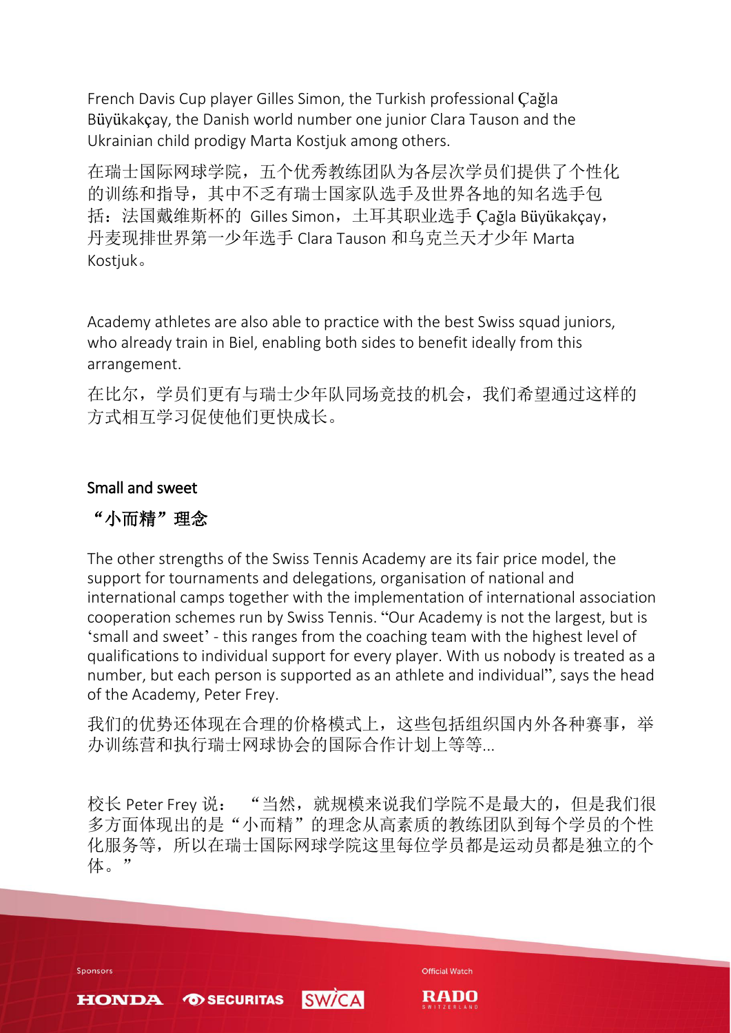French Davis Cup player Gilles Simon, the Turkish professional Çağla Büyükakçay, the Danish world number one junior Clara Tauson and the Ukrainian child prodigy Marta Kostjuk among others.

在瑞士国际网球学院，五个优秀教练团队为各层次学员们提供了个性化的训练和指导，其中不乏有瑞士国家队选手及世界各地的知名选手包括：法国戴维斯杯的 Gilles Simon，土耳其职业选手 Çağla Büyükakçay，丹麦现排世界第一少年选手 Clara Tauson 和乌克兰天才少年 Marta Kostjuk。

Academy athletes are also able to practice with the best Swiss squad juniors, who already train in Biel, enabling both sides to benefit ideally from this arrangement.

在比尔，学员们更有与瑞士少年队同场竞技的机会，我们希望通过这样的方式相互学习促使他们更快成长。

## Small and sweet

## “小而精”理念

The other strengths of the Swiss Tennis Academy are its fair price model, the support for tournaments and delegations, organisation of national and international camps together with the implementation of international association cooperation schemes run by Swiss Tennis. “Our Academy is not the largest, but is ‘small and sweet’ - this ranges from the coaching team with the highest level of qualifications to individual support for every player. With us nobody is treated as a number, but each person is supported as an athlete and individual”, says the head of the Academy, Peter Frey.

我们的优势还体现在合理的价格模式上，这些包括组织国内外各种赛事，举办训练营和执行瑞士网球协会的国际合作计划上等等...

校长 Peter Frey 说：“当然，就规模来说我们学院不是最大的，但是我们很多方面体现出的是“小而精”的理念从高素质的教练团队到每个学员的个性化服务等，所以在瑞士国际网球学院这里每位学员都是运动员都是独立的个体。”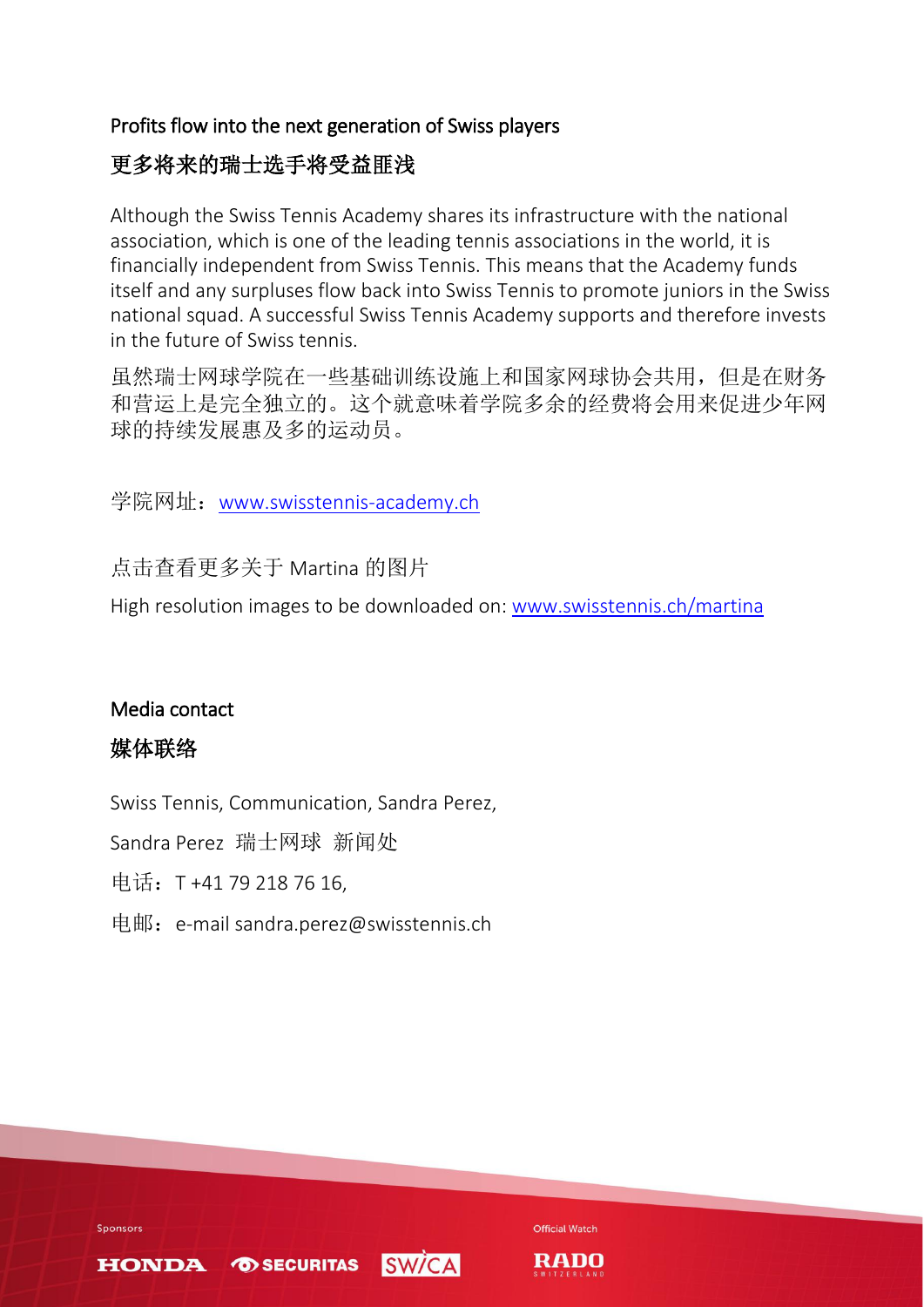## Profits flow into the next generation of Swiss players

## 更多将来的瑞士选手将受益匪浅

Although the Swiss Tennis Academy shares its infrastructure with the national association, which is one of the leading tennis associations in the world, it is financially independent from Swiss Tennis. This means that the Academy funds itself and any surpluses flow back into Swiss Tennis to promote juniors in the Swiss national squad. A successful Swiss Tennis Academy supports and therefore invests in the future of Swiss tennis.

虽然瑞士网球学院在一些基础训练设施上和国家网球协会共用，但是在财务和营运上是完全独立的。这个就意味着学院多余的经费将会用来促进少年网球的持续发展惠及多的运动员。

学院网址：www.swisstennis-academy.ch

点击查看更多关于 Martina 的图片

High resolution images to be downloaded on: www.swisstennis.ch/martina

## Media contact

## 媒体联络

Swiss Tennis, Communication, Sandra Perez,

Sandra Perez 瑞士网球 新闻处

电话：T +41 79 218 76 16,

电邮：e-mail sandra.perez@swisstennis.ch

Sponsors

HONDA SECURITAS SWICA

Official Watch

RADO SWITZERLAND